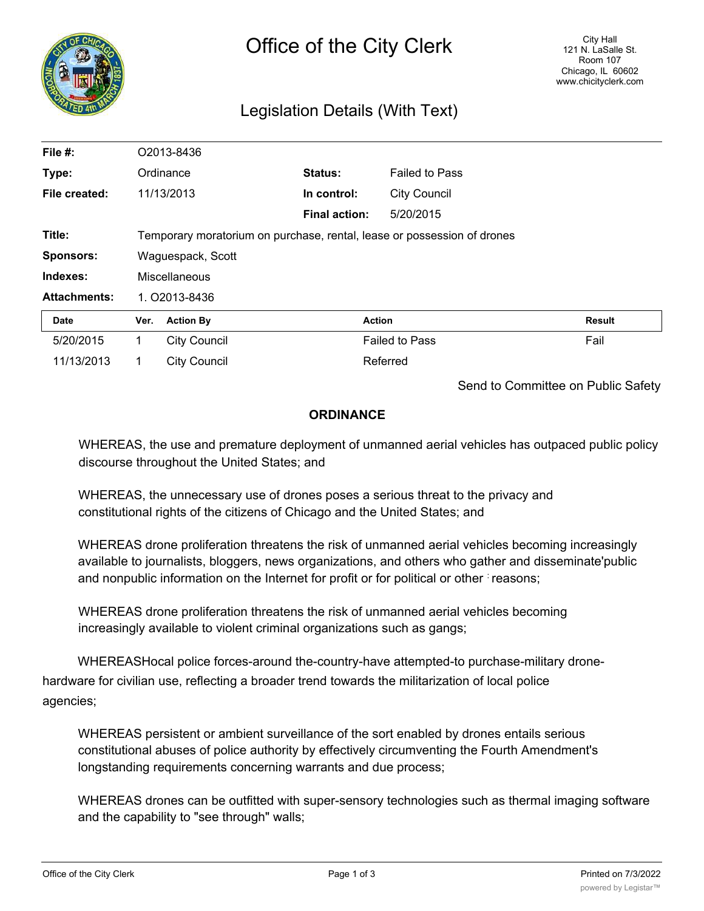# Office of the City Clerk

City Hall
121 N. LaSalle St.
Room 107
Chicago, IL 60602
www.chicityclerk.com

## Legislation Details (With Text)

| | | | |
|---|---|---|---|
| **File #:** | O2013-8436 | | |
| **Type:** | Ordinance | **Status:** | Failed to Pass |
| **File created:** | 11/13/2013 | **In control:** | City Council |
| | | **Final action:** | 5/20/2015 |
| **Title:** | Temporary moratorium on purchase, rental, lease or possession of drones | | |
| **Sponsors:** | Waguespack, Scott | | |
| **Indexes:** | Miscellaneous | | |
| **Attachments:** | 1. O2013-8436 | | |

| Date | Ver. | Action By | Action | Result |
|---|---|---|---|---|
| 5/20/2015 | 1 | City Council | Failed to Pass | Fail |
| 11/13/2013 | 1 | City Council | Referred | |

Send to Committee on Public Safety

### ORDINANCE

WHEREAS, the use and premature deployment of unmanned aerial vehicles has outpaced public policy discourse throughout the United States; and

WHEREAS, the unnecessary use of drones poses a serious threat to the privacy and constitutional rights of the citizens of Chicago and the United States; and

WHEREAS drone proliferation threatens the risk of unmanned aerial vehicles becoming increasingly available to journalists, bloggers, news organizations, and others who gather and disseminate'public and nonpublic information on the Internet for profit or for political or other reasons;

WHEREAS drone proliferation threatens the risk of unmanned aerial vehicles becoming increasingly available to violent criminal organizations such as gangs;

WHEREASHocal police forces-around the-country-have attempted-to purchase-military drone-hardware for civilian use, reflecting a broader trend towards the militarization of local police agencies;

WHEREAS persistent or ambient surveillance of the sort enabled by drones entails serious constitutional abuses of police authority by effectively circumventing the Fourth Amendment's longstanding requirements concerning warrants and due process;

WHEREAS drones can be outfitted with super-sensory technologies such as thermal imaging software and the capability to "see through" walls;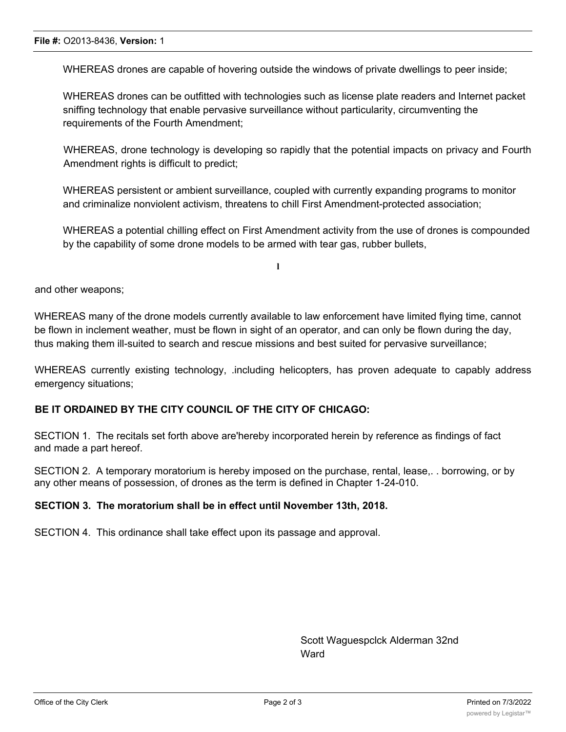WHEREAS drones are capable of hovering outside the windows of private dwellings to peer inside;

WHEREAS drones can be outfitted with technologies such as license plate readers and Internet packet sniffing technology that enable pervasive surveillance without particularity, circumventing the requirements of the Fourth Amendment;

WHEREAS, drone technology is developing so rapidly that the potential impacts on privacy and Fourth Amendment rights is difficult to predict;

WHEREAS persistent or ambient surveillance, coupled with currently expanding programs to monitor and criminalize nonviolent activism, threatens to chill First Amendment-protected association;

WHEREAS a potential chilling effect on First Amendment activity from the use of drones is compounded by the capability of some drone models to be armed with tear gas, rubber bullets,

and other weapons;

WHEREAS many of the drone models currently available to law enforcement have limited flying time, cannot be flown in inclement weather, must be flown in sight of an operator, and can only be flown during the day, thus making them ill-suited to search and rescue missions and best suited for pervasive surveillance;

WHEREAS currently existing technology, .including helicopters, has proven adequate to capably address emergency situations;

**BE IT ORDAINED BY THE CITY COUNCIL OF THE CITY OF CHICAGO:**

SECTION 1. The recitals set forth above are'hereby incorporated herein by reference as findings of fact and made a part hereof.

SECTION 2. A temporary moratorium is hereby imposed on the purchase, rental, lease,. . borrowing, or by any other means of possession, of drones as the term is defined in Chapter 1-24-010.

**SECTION 3. The moratorium shall be in effect until November 13th, 2018.**

SECTION 4. This ordinance shall take effect upon its passage and approval.

Scott Waguespclck Alderman 32nd Ward